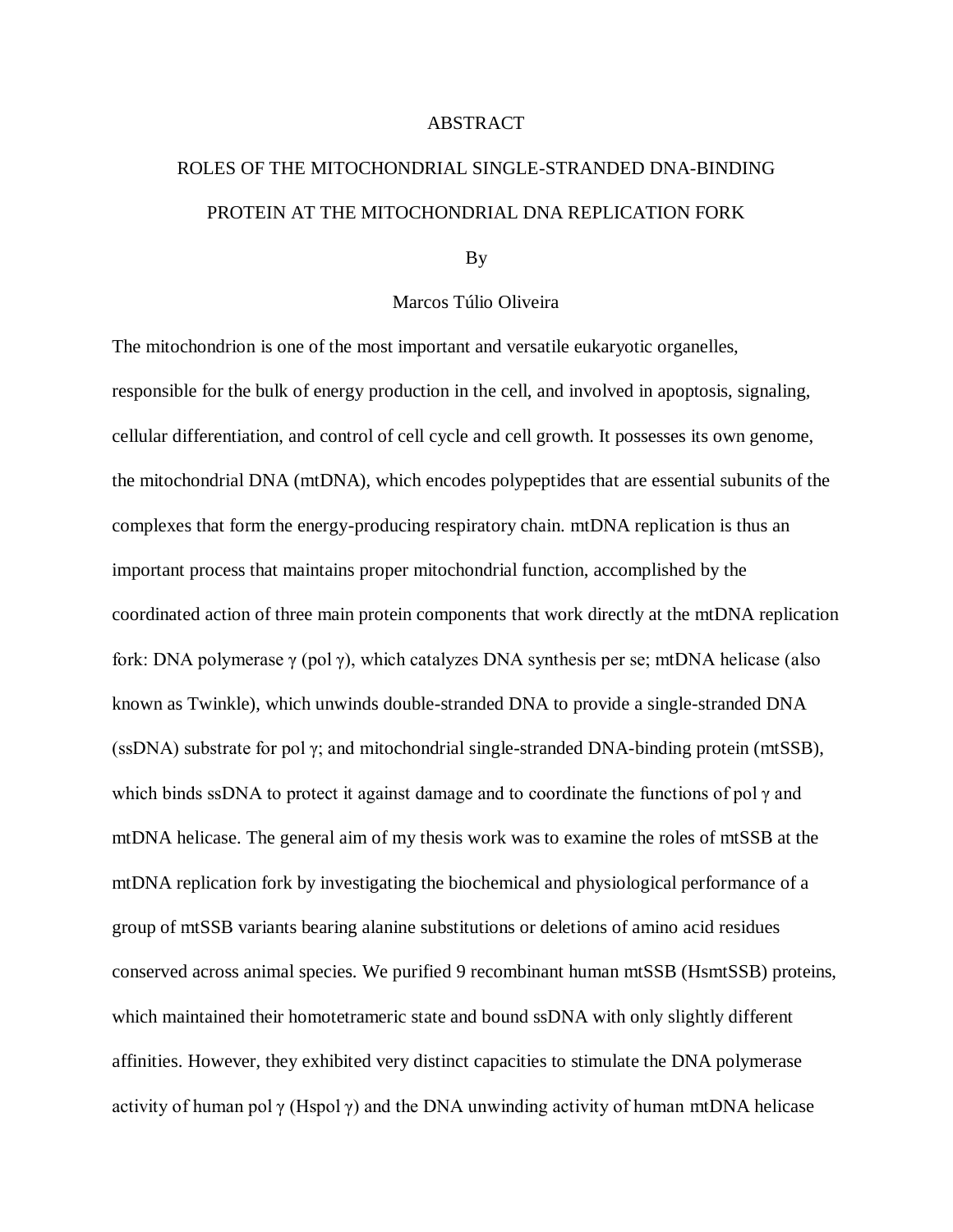# ABSTRACT

## ROLES OF THE MITOCHONDRIAL SINGLE-STRANDED DNA-BINDING PROTEIN AT THE MITOCHONDRIAL DNA REPLICATION FORK

By

Marcos Túlio Oliveira

The mitochondrion is one of the most important and versatile eukaryotic organelles, responsible for the bulk of energy production in the cell, and involved in apoptosis, signaling, cellular differentiation, and control of cell cycle and cell growth. It possesses its own genome, the mitochondrial DNA (mtDNA), which encodes polypeptides that are essential subunits of the complexes that form the energy-producing respiratory chain. mtDNA replication is thus an important process that maintains proper mitochondrial function, accomplished by the coordinated action of three main protein components that work directly at the mtDNA replication fork: DNA polymerase $\gamma$ (pol $\gamma$), which catalyzes DNA synthesis per se; mtDNA helicase (also known as Twinkle), which unwinds double-stranded DNA to provide a single-stranded DNA (ssDNA) substrate for pol $\gamma$; and mitochondrial single-stranded DNA-binding protein (mtSSB), which binds ssDNA to protect it against damage and to coordinate the functions of pol $\gamma$ and mtDNA helicase. The general aim of my thesis work was to examine the roles of mtSSB at the mtDNA replication fork by investigating the biochemical and physiological performance of a group of mtSSB variants bearing alanine substitutions or deletions of amino acid residues conserved across animal species. We purified 9 recombinant human mtSSB (HsmtSSB) proteins, which maintained their homotetrameric state and bound ssDNA with only slightly different affinities. However, they exhibited very distinct capacities to stimulate the DNA polymerase activity of human pol $\gamma$ (Hspol $\gamma$) and the DNA unwinding activity of human mtDNA helicase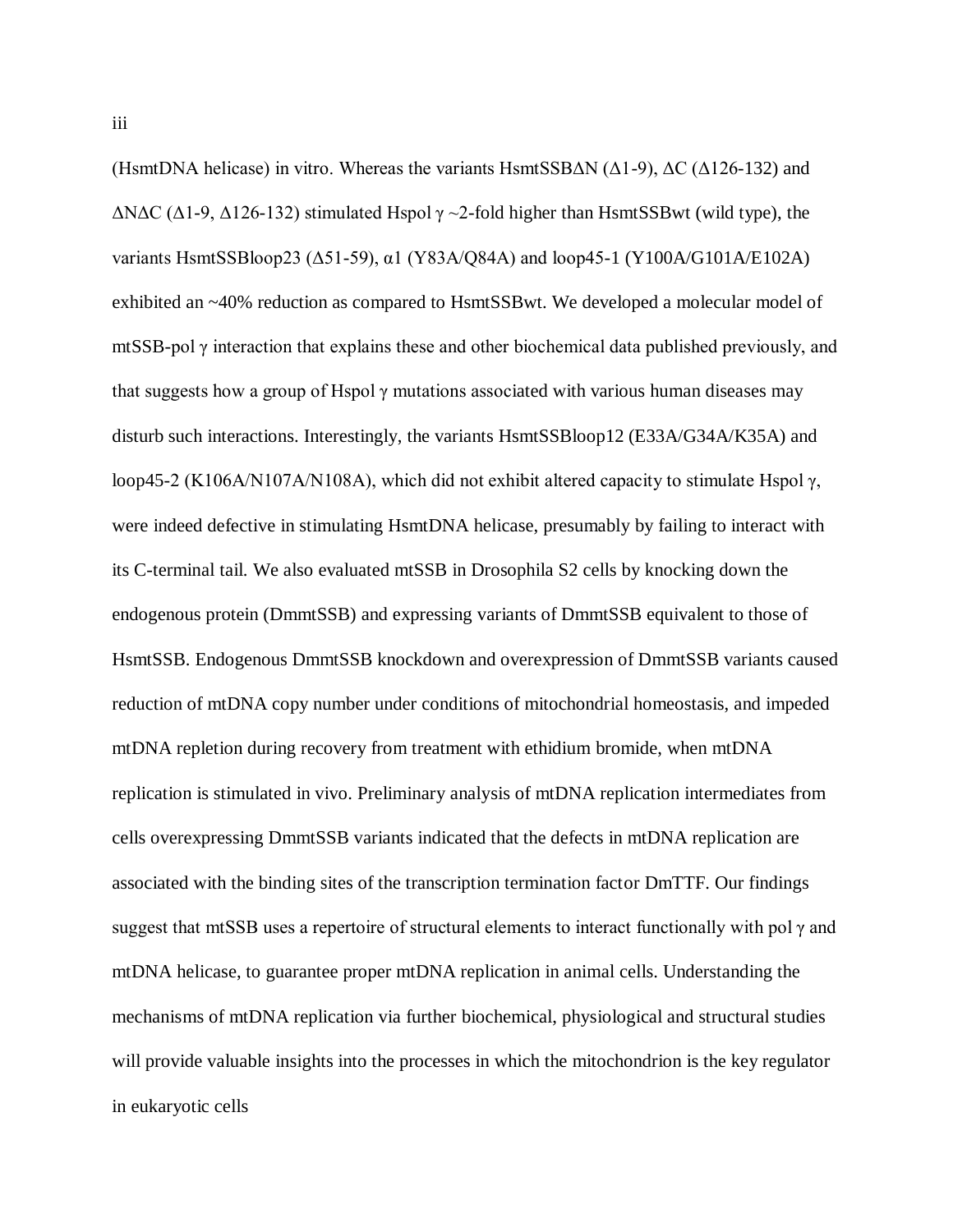(HsmtDNA helicase) in vitro. Whereas the variants HsmtSSBΔN (Δ1-9), ΔC (Δ126-132) and ΔNΔC (Δ1-9, Δ126-132) stimulated Hspol γ ~2-fold higher than HsmtSSBwt (wild type), the variants HsmtSSBloop23 (Δ51-59), α1 (Y83A/Q84A) and loop45-1 (Y100A/G101A/E102A) exhibited an ~40% reduction as compared to HsmtSSBwt. We developed a molecular model of mtSSB-pol γ interaction that explains these and other biochemical data published previously, and that suggests how a group of Hspol γ mutations associated with various human diseases may disturb such interactions. Interestingly, the variants HsmtSSBloop12 (E33A/G34A/K35A) and loop45-2 (K106A/N107A/N108A), which did not exhibit altered capacity to stimulate Hspol γ, were indeed defective in stimulating HsmtDNA helicase, presumably by failing to interact with its C-terminal tail. We also evaluated mtSSB in Drosophila S2 cells by knocking down the endogenous protein (DmmtSSB) and expressing variants of DmmtSSB equivalent to those of HsmtSSB. Endogenous DmmtSSB knockdown and overexpression of DmmtSSB variants caused reduction of mtDNA copy number under conditions of mitochondrial homeostasis, and impeded mtDNA repletion during recovery from treatment with ethidium bromide, when mtDNA replication is stimulated in vivo. Preliminary analysis of mtDNA replication intermediates from cells overexpressing DmmtSSB variants indicated that the defects in mtDNA replication are associated with the binding sites of the transcription termination factor DmTTF. Our findings suggest that mtSSB uses a repertoire of structural elements to interact functionally with pol γ and mtDNA helicase, to guarantee proper mtDNA replication in animal cells. Understanding the mechanisms of mtDNA replication via further biochemical, physiological and structural studies will provide valuable insights into the processes in which the mitochondrion is the key regulator in eukaryotic cells